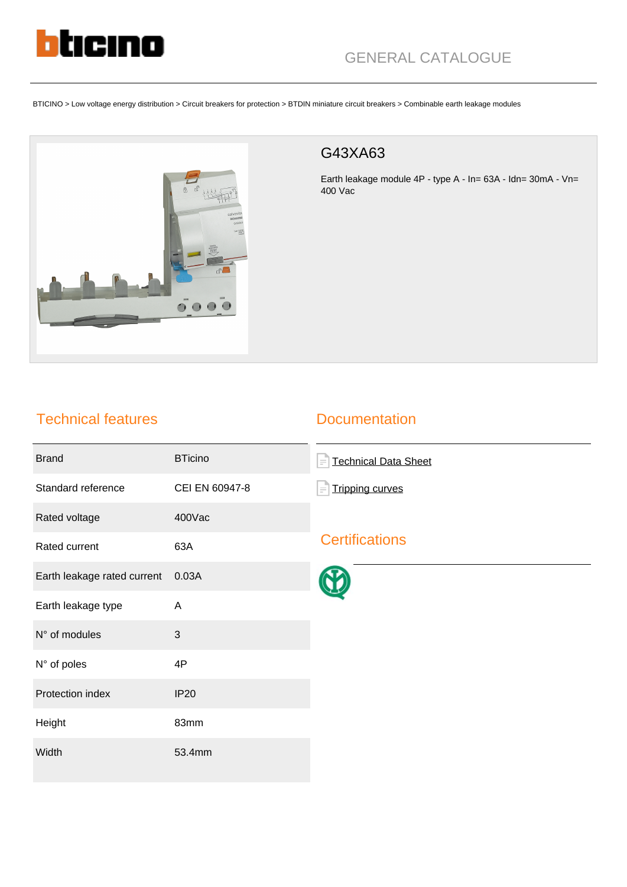GENERAL CATALOGUE

BTICINO > Low voltage energy distribution > Circuit breakers for protection > BTDIN miniature circuit breakers > Combinable earth leakage modules

# G43XA63

Earth leakage module 4P - type A - In= 63A - Idn= 30mA - Vn= 400 Vac

## Technical features

| | |
|---|---|
| Brand | BTicino |
| Standard reference | CEI EN 60947-8 |
| Rated voltage | 400Vac |
| Rated current | 63A |
| Earth leakage rated current | 0.03A |
| Earth leakage type | A |
| N° of modules | 3 |
| N° of poles | 4P |
| Protection index | IP20 |
| Height | 83mm |
| Width | 53.4mm |

## Documentation

- Technical Data Sheet
- Tripping curves

## Certifications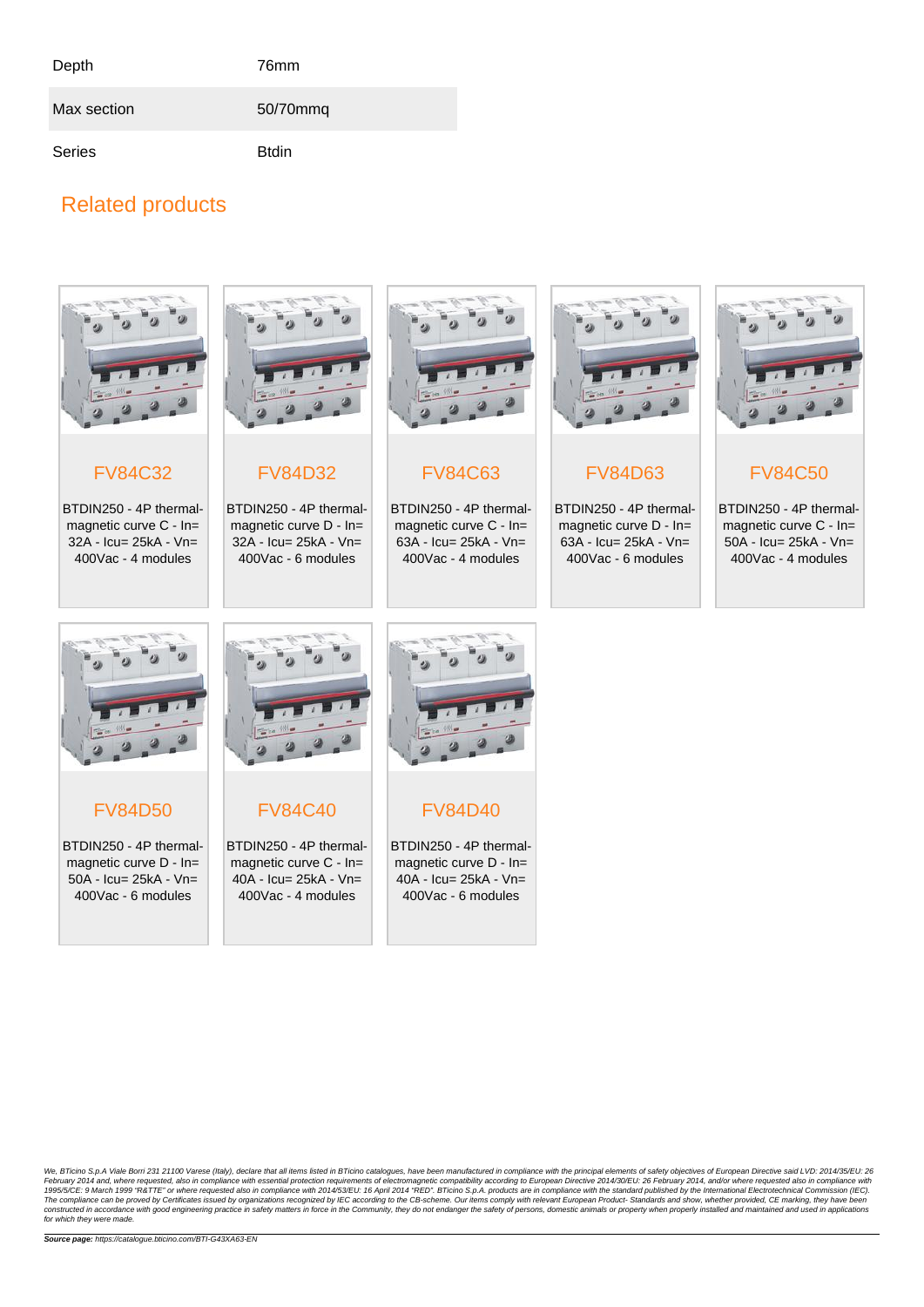| | |
|---|---|
| Depth | 76mm |
| Max section | 50/70mmq |
| Series | Btdin |

## Related products

### FV84C32

BTDIN250 - 4P thermal-magnetic curve C - In= 32A - Icu= 25kA - Vn= 400Vac - 4 modules

### FV84D32

BTDIN250 - 4P thermal-magnetic curve D - In= 32A - Icu= 25kA - Vn= 400Vac - 6 modules

### FV84C63

BTDIN250 - 4P thermal-magnetic curve C - In= 63A - Icu= 25kA - Vn= 400Vac - 4 modules

### FV84D63

BTDIN250 - 4P thermal-magnetic curve D - In= 63A - Icu= 25kA - Vn= 400Vac - 6 modules

### FV84C50

BTDIN250 - 4P thermal-magnetic curve C - In= 50A - Icu= 25kA - Vn= 400Vac - 4 modules

### FV84D50

BTDIN250 - 4P thermal-magnetic curve D - In= 50A - Icu= 25kA - Vn= 400Vac - 6 modules

### FV84C40

BTDIN250 - 4P thermal-magnetic curve C - In= 40A - Icu= 25kA - Vn= 400Vac - 4 modules

### FV84D40

BTDIN250 - 4P thermal-magnetic curve D - In= 40A - Icu= 25kA - Vn= 400Vac - 6 modules

*We, BTicino S.p.A Viale Borri 231 21100 Varese (Italy), declare that all items listed in BTicino catalogues, have been manufactured in compliance with the principal elements of safety objectives of European Directive said LVD: 2014/35/EU: 26 February 2014 and, where requested, also in compliance with essential protection requirements of electromagnetic compatibility according to European Directive 2014/30/EU: 26 February 2014, and/or where requested also in compliance with 1995/5/CE: 9 March 1999 "R&TTE" or where requested also in compliance with 2014/53/EU: 16 April 2014 "RED". BTicino S.p.A. products are in compliance with the standard published by the International Electrotechnical Commission (IEC). The compliance can be proved by Certificates issued by organizations recognized by IEC according to the CB-scheme. Our items comply with relevant European Product- Standards and show, whether provided, CE marking, they have been constructed in accordance with good engineering practice in safety matters in force in the Community, they do not endanger the safety of persons, domestic animals or property when properly installed and maintained and used in applications for which they were made.*

**Source page:** https://catalogue.bticino.com/BTI-G43XA63-EN